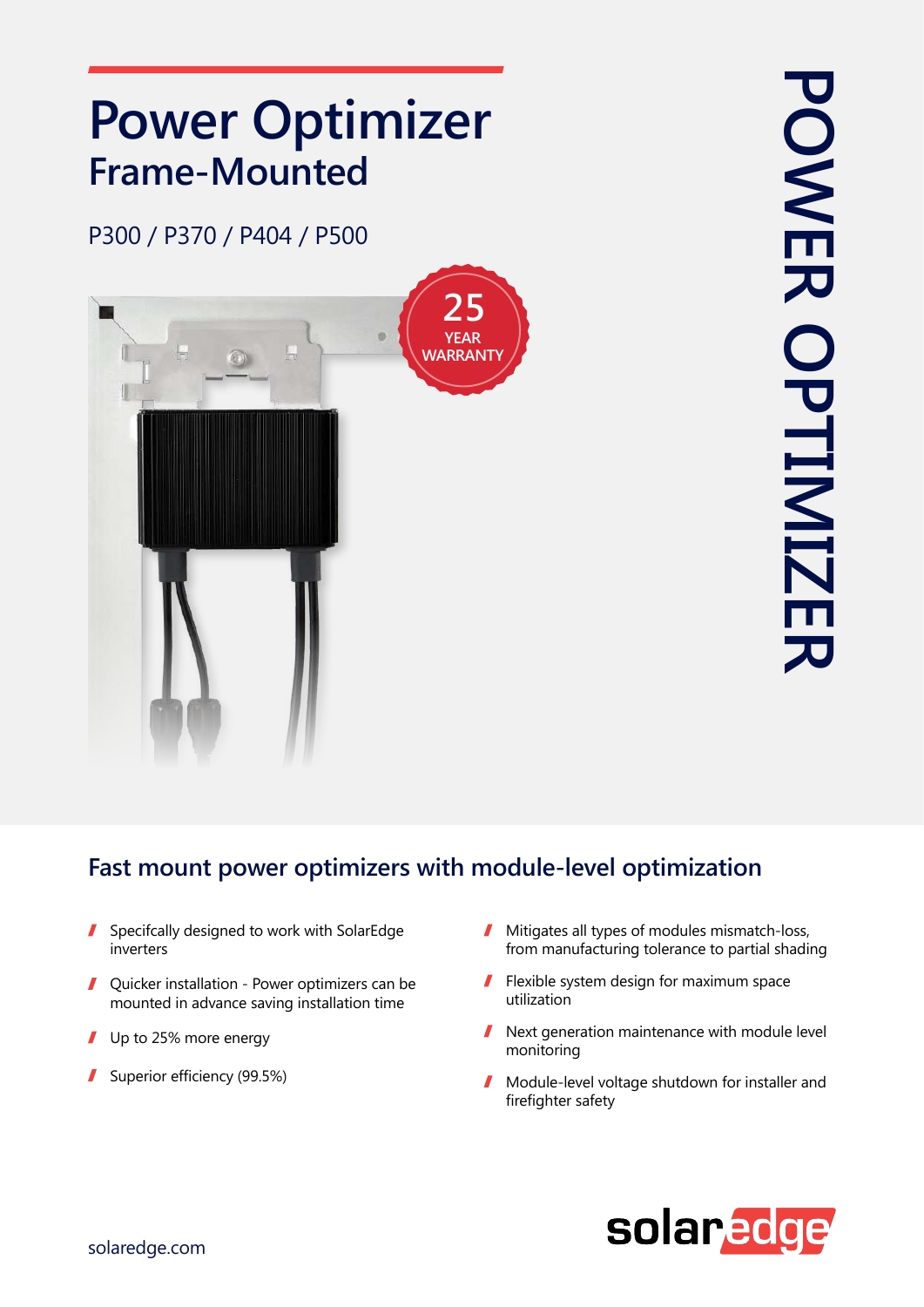# Power Optimizer

## Frame-Mounted

P300 / P370 / P404 / P500

25 YEAR WARRANTY

POWER OPTIMIZER

## Fast mount power optimizers with module-level optimization

- Specifcally designed to work with SolarEdge inverters
- Quicker installation - Power optimizers can be mounted in advance saving installation time
- Up to 25% more energy
- Superior efficiency (99.5%)
- Mitigates all types of modules mismatch-loss, from manufacturing tolerance to partial shading
- Flexible system design for maximum space utilization
- Next generation maintenance with module level monitoring
- Module-level voltage shutdown for installer and firefighter safety

solaredge.com

solaredge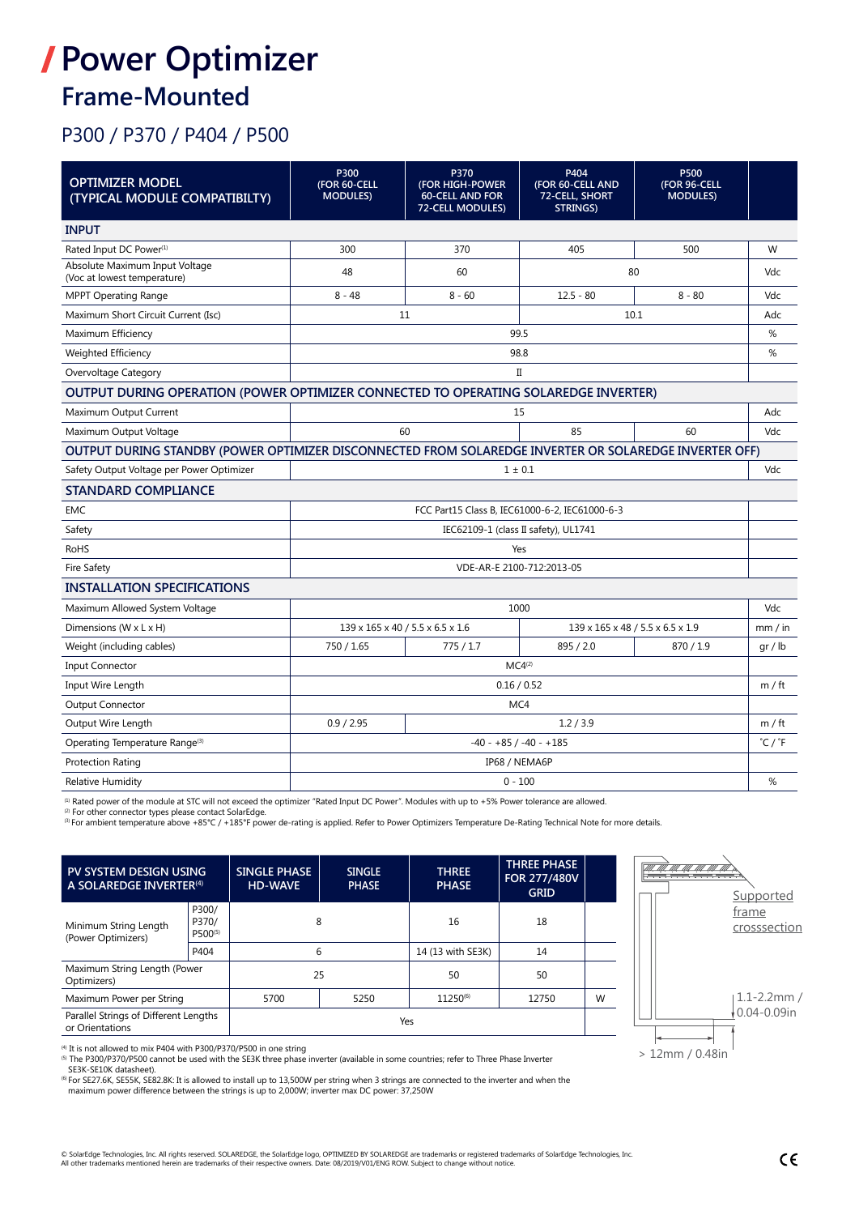# / Power Optimizer

## Frame-Mounted

### P300 / P370 / P404 / P500

| OPTIMIZER MODEL (TYPICAL MODULE COMPATIBILTY) | P300 (FOR 60-CELL MODULES) | P370 (FOR HIGH-POWER 60-CELL AND FOR 72-CELL MODULES) | P404 (FOR 60-CELL AND 72-CELL, SHORT STRINGS) | P500 (FOR 96-CELL MODULES) | |
|---|---|---|---|---|---|
| **INPUT** | | | | | |
| Rated Input DC Power[1] | 300 | 370 | 405 | 500 | W |
| Absolute Maximum Input Voltage (Voc at lowest temperature) | 48 | 60 | 80 | | Vdc |
| MPPT Operating Range | 8 - 48 | 8 - 60 | 12.5 - 80 | 8 - 80 | Vdc |
| Maximum Short Circuit Current (Isc) | 11 | | 10.1 | | Adc |
| Maximum Efficiency | 99.5 | | | | % |
| Weighted Efficiency | 98.8 | | | | % |
| Overvoltage Category | II | | | | |
| **OUTPUT DURING OPERATION (POWER OPTIMIZER CONNECTED TO OPERATING SOLAREDGE INVERTER)** | | | | | |
| Maximum Output Current | 15 | | | | Adc |
| Maximum Output Voltage | 60 | | 85 | 60 | Vdc |
| **OUTPUT DURING STANDBY (POWER OPTIMIZER DISCONNECTED FROM SOLAREDGE INVERTER OR SOLAREDGE INVERTER OFF)** | | | | | |
| Safety Output Voltage per Power Optimizer | 1 ± 0.1 | | | | Vdc |
| **STANDARD COMPLIANCE** | | | | | |
| EMC | FCC Part15 Class B, IEC61000-6-2, IEC61000-6-3 | | | | |
| Safety | IEC62109-1 (class II safety), UL1741 | | | | |
| RoHS | Yes | | | | |
| Fire Safety | VDE-AR-E 2100-712:2013-05 | | | | |
| **INSTALLATION SPECIFICATIONS** | | | | | |
| Maximum Allowed System Voltage | 1000 | | | | Vdc |
| Dimensions (W x L x H) | 139 x 165 x 40 / 5.5 x 6.5 x 1.6 | | 139 x 165 x 48 / 5.5 x 6.5 x 1.9 | | mm / in |
| Weight (including cables) | 750 / 1.65 | 775 / 1.7 | 895 / 2.0 | 870 / 1.9 | gr / lb |
| Input Connector | MC4[2] | | | | |
| Input Wire Length | 0.16 / 0.52 | | | | m / ft |
| Output Connector | MC4 | | | | |
| Output Wire Length | 0.9 / 2.95 | 1.2 / 3.9 | | | m / ft |
| Operating Temperature Range[3] | -40 - +85 / -40 - +185 | | | | ˚C / ˚F |
| Protection Rating | IP68 / NEMA6P | | | | |
| Relative Humidity | 0 - 100 | | | | % |

[1] Rated power of the module at STC will not exceed the optimizer "Rated Input DC Power". Modules with up to +5% Power tolerance are allowed.
[2] For other connector types please contact SolarEdge.
[3] For ambient temperature above +85°C / +185°F power de-rating is applied. Refer to Power Optimizers Temperature De-Rating Technical Note for more details.

| PV SYSTEM DESIGN USING A SOLAREDGE INVERTER[4] | | SINGLE PHASE HD-WAVE | SINGLE PHASE | THREE PHASE | THREE PHASE FOR 277/480V GRID | |
|---|---|---|---|---|---|---|
| Minimum String Length (Power Optimizers) | P300/ P370/ P500[5] | 8 | | 16 | 18 | |
| | P404 | 6 | | 14 (13 with SE3K) | 14 | |
| Maximum String Length (Power Optimizers) | | 25 | | 50 | 50 | |
| Maximum Power per String | | 5700 | 5250 | 11250[6] | 12750 | W |
| Parallel Strings of Different Lengths or Orientations | | Yes | | | | |

[4] It is not allowed to mix P404 with P300/P370/P500 in one string
[5] The P300/P370/P500 cannot be used with the SE3K three phase inverter (available in some countries; refer to Three Phase Inverter SE3K-SE10K datasheet).
[6] For SE27.6K, SE55K, SE82.8K: It is allowed to install up to 13,500W per string when 3 strings are connected to the inverter and when the maximum power difference between the strings is up to 2,000W; inverter max DC power: 37,250W

Supported frame crosssection

1.1-2.2mm / 0.04-0.09in

> 12mm / 0.48in

© SolarEdge Technologies, Inc. All rights reserved. SOLAREDGE, the SolarEdge logo, OPTIMIZED BY SOLAREDGE are trademarks or registered trademarks of SolarEdge Technologies, Inc. All other trademarks mentioned herein are trademarks of their respective owners. Date: 08/2019/V01/ENG ROW. Subject to change without notice.

CE